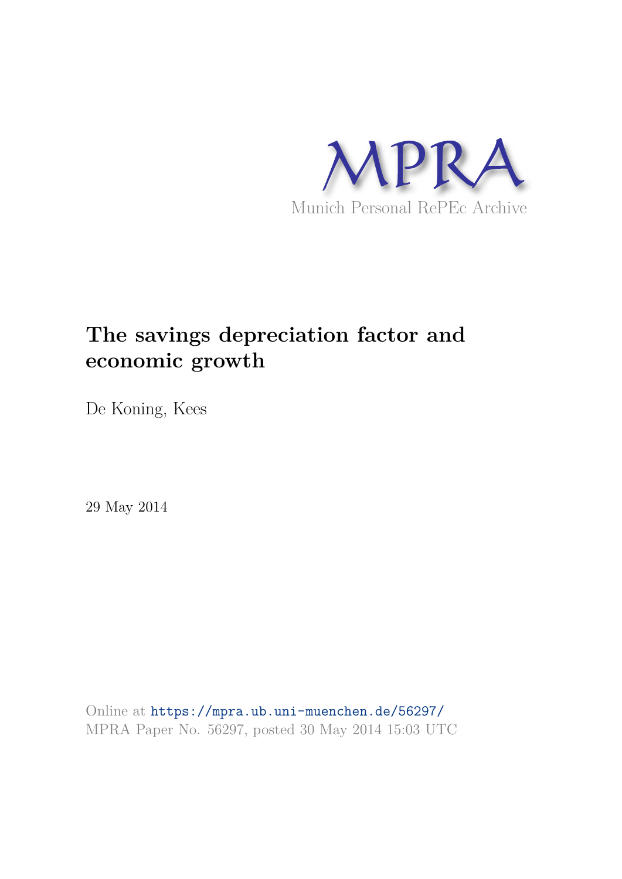MPRA

Munich Personal RePEc Archive

# The savings depreciation factor and economic growth

De Koning, Kees

29 May 2014

Online at https://mpra.ub.uni-muenchen.de/56297/
MPRA Paper No. 56297, posted 30 May 2014 15:03 UTC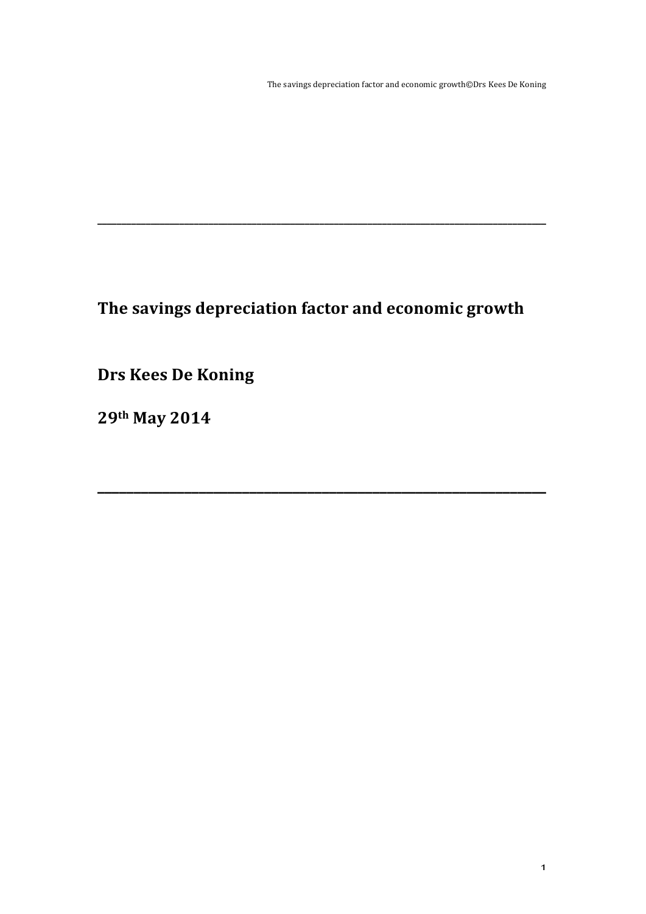# The savings depreciation factor and economic growth

**Drs Kees De Koning**

**29th May 2014**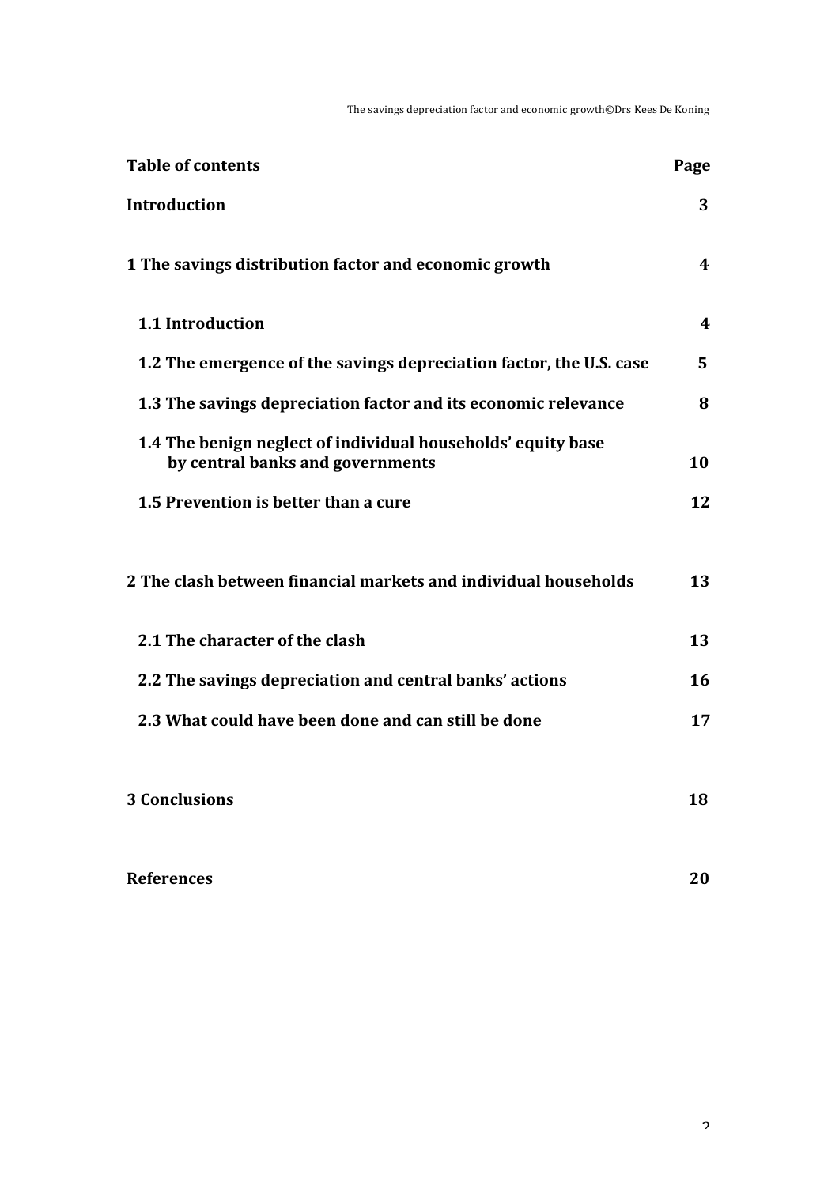| Table of contents | Page |
|---|---|
| **Introduction** | **3** |
| **1 The savings distribution factor and economic growth** | **4** |
| **1.1 Introduction** | **4** |
| **1.2 The emergence of the savings depreciation factor, the U.S. case** | **5** |
| **1.3 The savings depreciation factor and its economic relevance** | **8** |
| **1.4 The benign neglect of individual households' equity base by central banks and governments** | **10** |
| **1.5 Prevention is better than a cure** | **12** |
| **2 The clash between financial markets and individual households** | **13** |
| **2.1 The character of the clash** | **13** |
| **2.2 The savings depreciation and central banks' actions** | **16** |
| **2.3 What could have been done and can still be done** | **17** |
| **3 Conclusions** | **18** |
| **References** | **20** |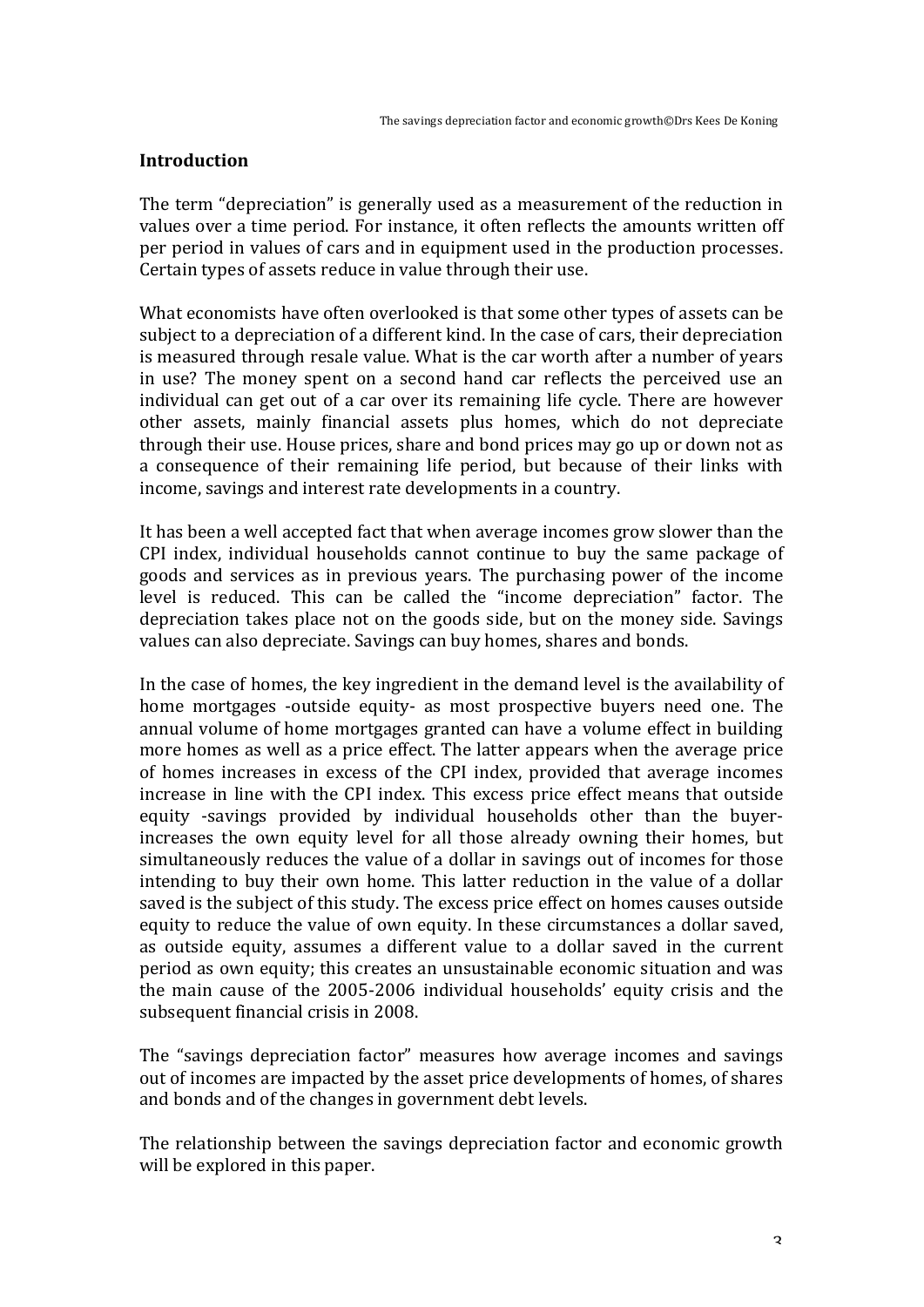## Introduction

The term "depreciation" is generally used as a measurement of the reduction in values over a time period. For instance, it often reflects the amounts written off per period in values of cars and in equipment used in the production processes. Certain types of assets reduce in value through their use.

What economists have often overlooked is that some other types of assets can be subject to a depreciation of a different kind. In the case of cars, their depreciation is measured through resale value. What is the car worth after a number of years in use? The money spent on a second hand car reflects the perceived use an individual can get out of a car over its remaining life cycle. There are however other assets, mainly financial assets plus homes, which do not depreciate through their use. House prices, share and bond prices may go up or down not as a consequence of their remaining life period, but because of their links with income, savings and interest rate developments in a country.

It has been a well accepted fact that when average incomes grow slower than the CPI index, individual households cannot continue to buy the same package of goods and services as in previous years. The purchasing power of the income level is reduced. This can be called the "income depreciation" factor. The depreciation takes place not on the goods side, but on the money side. Savings values can also depreciate. Savings can buy homes, shares and bonds.

In the case of homes, the key ingredient in the demand level is the availability of home mortgages -outside equity- as most prospective buyers need one. The annual volume of home mortgages granted can have a volume effect in building more homes as well as a price effect. The latter appears when the average price of homes increases in excess of the CPI index, provided that average incomes increase in line with the CPI index. This excess price effect means that outside equity -savings provided by individual households other than the buyer- increases the own equity level for all those already owning their homes, but simultaneously reduces the value of a dollar in savings out of incomes for those intending to buy their own home. This latter reduction in the value of a dollar saved is the subject of this study. The excess price effect on homes causes outside equity to reduce the value of own equity. In these circumstances a dollar saved, as outside equity, assumes a different value to a dollar saved in the current period as own equity; this creates an unsustainable economic situation and was the main cause of the 2005-2006 individual households' equity crisis and the subsequent financial crisis in 2008.

The "savings depreciation factor" measures how average incomes and savings out of incomes are impacted by the asset price developments of homes, of shares and bonds and of the changes in government debt levels.

The relationship between the savings depreciation factor and economic growth will be explored in this paper.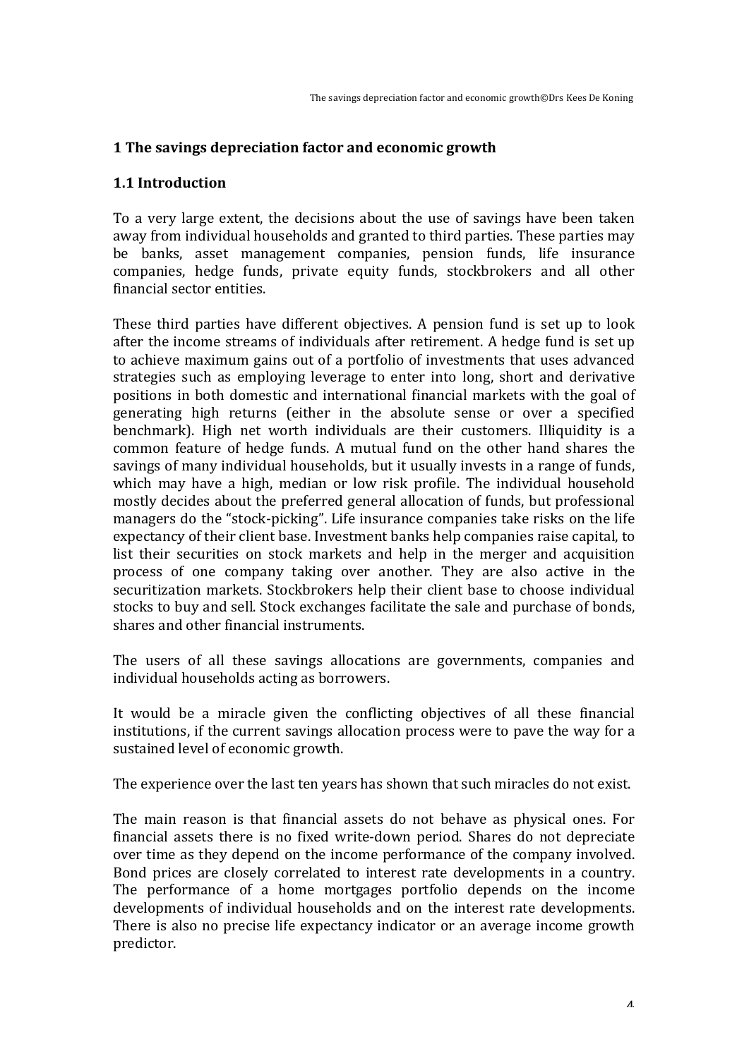## 1 The savings depreciation factor and economic growth

### 1.1 Introduction

To a very large extent, the decisions about the use of savings have been taken away from individual households and granted to third parties. These parties may be banks, asset management companies, pension funds, life insurance companies, hedge funds, private equity funds, stockbrokers and all other financial sector entities.

These third parties have different objectives. A pension fund is set up to look after the income streams of individuals after retirement. A hedge fund is set up to achieve maximum gains out of a portfolio of investments that uses advanced strategies such as employing leverage to enter into long, short and derivative positions in both domestic and international financial markets with the goal of generating high returns (either in the absolute sense or over a specified benchmark). High net worth individuals are their customers. Illiquidity is a common feature of hedge funds. A mutual fund on the other hand shares the savings of many individual households, but it usually invests in a range of funds, which may have a high, median or low risk profile. The individual household mostly decides about the preferred general allocation of funds, but professional managers do the "stock-picking". Life insurance companies take risks on the life expectancy of their client base. Investment banks help companies raise capital, to list their securities on stock markets and help in the merger and acquisition process of one company taking over another. They are also active in the securitization markets. Stockbrokers help their client base to choose individual stocks to buy and sell. Stock exchanges facilitate the sale and purchase of bonds, shares and other financial instruments.

The users of all these savings allocations are governments, companies and individual households acting as borrowers.

It would be a miracle given the conflicting objectives of all these financial institutions, if the current savings allocation process were to pave the way for a sustained level of economic growth.

The experience over the last ten years has shown that such miracles do not exist.

The main reason is that financial assets do not behave as physical ones. For financial assets there is no fixed write-down period. Shares do not depreciate over time as they depend on the income performance of the company involved. Bond prices are closely correlated to interest rate developments in a country. The performance of a home mortgages portfolio depends on the income developments of individual households and on the interest rate developments. There is also no precise life expectancy indicator or an average income growth predictor.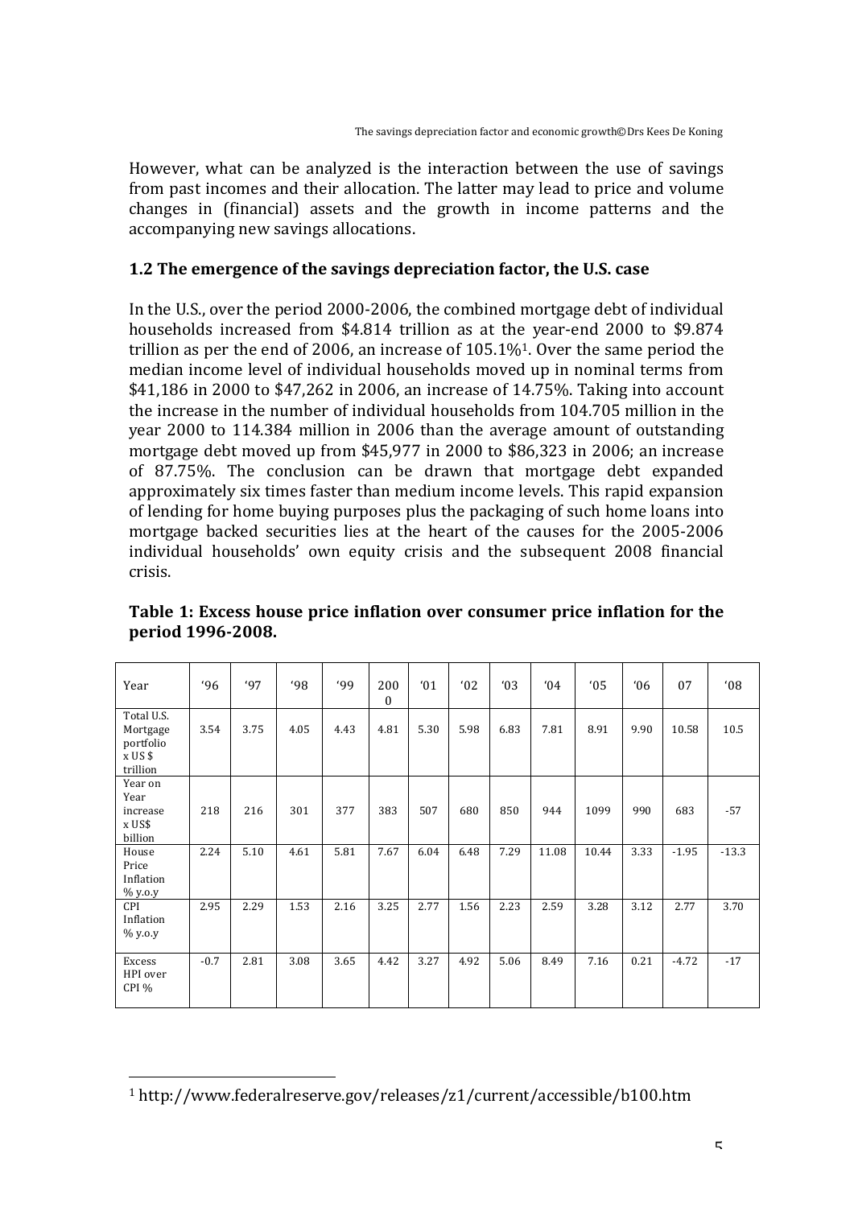However, what can be analyzed is the interaction between the use of savings from past incomes and their allocation. The latter may lead to price and volume changes in (financial) assets and the growth in income patterns and the accompanying new savings allocations.

### 1.2 The emergence of the savings depreciation factor, the U.S. case

In the U.S., over the period 2000-2006, the combined mortgage debt of individual households increased from $4.814 trillion as at the year-end 2000 to $9.874 trillion as per the end of 2006, an increase of 105.1%[1]. Over the same period the median income level of individual households moved up in nominal terms from $41,186 in 2000 to $47,262 in 2006, an increase of 14.75%. Taking into account the increase in the number of individual households from 104.705 million in the year 2000 to 114.384 million in 2006 than the average amount of outstanding mortgage debt moved up from $45,977 in 2000 to $86,323 in 2006; an increase of 87.75%. The conclusion can be drawn that mortgage debt expanded approximately six times faster than medium income levels. This rapid expansion of lending for home buying purposes plus the packaging of such home loans into mortgage backed securities lies at the heart of the causes for the 2005-2006 individual households' own equity crisis and the subsequent 2008 financial crisis.

**Table 1: Excess house price inflation over consumer price inflation for the period 1996-2008.**

| Year | '96 | '97 | '98 | '99 | 2000 | '01 | '02 | '03 | '04 | '05 | '06 | 07 | '08 |
|---|---|---|---|---|---|---|---|---|---|---|---|---|---|
| Total U.S. Mortgage portfolio x US $ trillion | 3.54 | 3.75 | 4.05 | 4.43 | 4.81 | 5.30 | 5.98 | 6.83 | 7.81 | 8.91 | 9.90 | 10.58 | 10.5 |
| Year on Year increase x US$ billion | 218 | 216 | 301 | 377 | 383 | 507 | 680 | 850 | 944 | 1099 | 990 | 683 | -57 |
| House Price Inflation % y.o.y | 2.24 | 5.10 | 4.61 | 5.81 | 7.67 | 6.04 | 6.48 | 7.29 | 11.08 | 10.44 | 3.33 | -1.95 | -13.3 |
| CPI Inflation % y.o.y | 2.95 | 2.29 | 1.53 | 2.16 | 3.25 | 2.77 | 1.56 | 2.23 | 2.59 | 3.28 | 3.12 | 2.77 | 3.70 |
| Excess HPI over CPI % | -0.7 | 2.81 | 3.08 | 3.65 | 4.42 | 3.27 | 4.92 | 5.06 | 8.49 | 7.16 | 0.21 | -4.72 | -17 |

[1] http://www.federalreserve.gov/releases/z1/current/accessible/b100.htm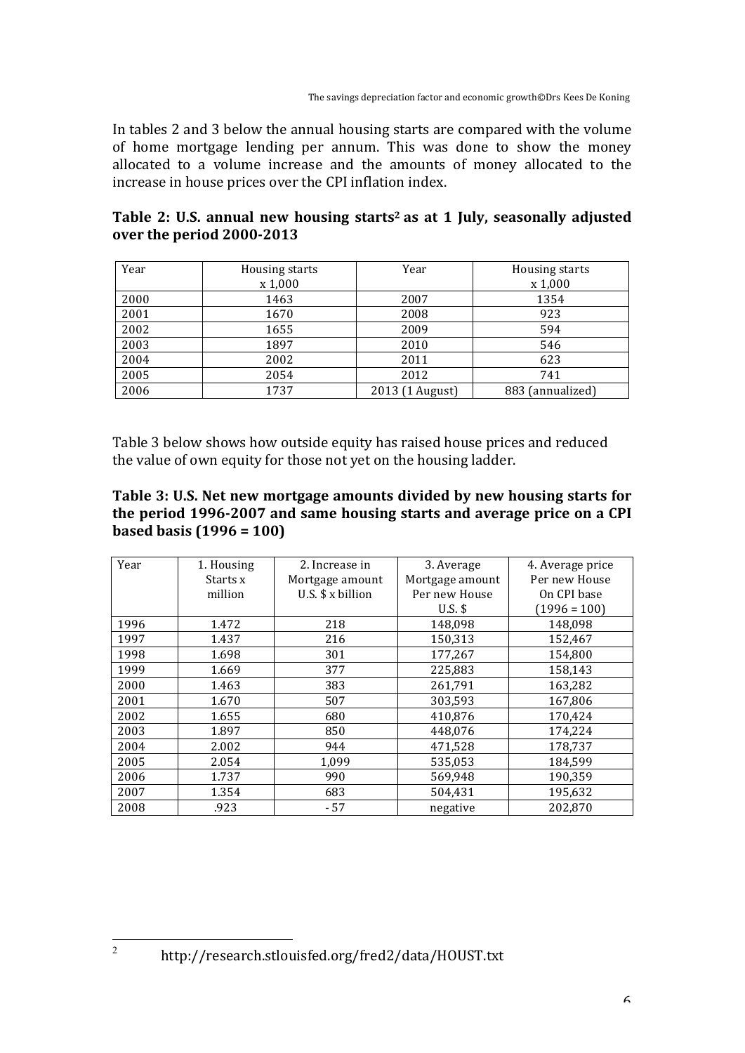In tables 2 and 3 below the annual housing starts are compared with the volume of home mortgage lending per annum. This was done to show the money allocated to a volume increase and the amounts of money allocated to the increase in house prices over the CPI inflation index.

**Table 2: U.S. annual new housing starts[2] as at 1 July, seasonally adjusted over the period 2000-2013**

| Year | Housing starts x 1,000 | Year | Housing starts x 1,000 |
|---|---|---|---|
| 2000 | 1463 | 2007 | 1354 |
| 2001 | 1670 | 2008 | 923 |
| 2002 | 1655 | 2009 | 594 |
| 2003 | 1897 | 2010 | 546 |
| 2004 | 2002 | 2011 | 623 |
| 2005 | 2054 | 2012 | 741 |
| 2006 | 1737 | 2013 (1 August) | 883 (annualized) |

Table 3 below shows how outside equity has raised house prices and reduced the value of own equity for those not yet on the housing ladder.

**Table 3: U.S. Net new mortgage amounts divided by new housing starts for the period 1996-2007 and same housing starts and average price on a CPI based basis (1996 = 100)**

| Year | 1. Housing Starts x million | 2. Increase in Mortgage amount U.S. $ x billion | 3. Average Mortgage amount Per new House U.S. $ | 4. Average price Per new House On CPI base (1996 = 100) |
|---|---|---|---|---|
| 1996 | 1.472 | 218 | 148,098 | 148,098 |
| 1997 | 1.437 | 216 | 150,313 | 152,467 |
| 1998 | 1.698 | 301 | 177,267 | 154,800 |
| 1999 | 1.669 | 377 | 225,883 | 158,143 |
| 2000 | 1.463 | 383 | 261,791 | 163,282 |
| 2001 | 1.670 | 507 | 303,593 | 167,806 |
| 2002 | 1.655 | 680 | 410,876 | 170,424 |
| 2003 | 1.897 | 850 | 448,076 | 174,224 |
| 2004 | 2.002 | 944 | 471,528 | 178,737 |
| 2005 | 2.054 | 1,099 | 535,053 | 184,599 |
| 2006 | 1.737 | 990 | 569,948 | 190,359 |
| 2007 | 1.354 | 683 | 504,431 | 195,632 |
| 2008 | .923 | - 57 | negative | 202,870 |

[2] http://research.stlouisfed.org/fred2/data/HOUST.txt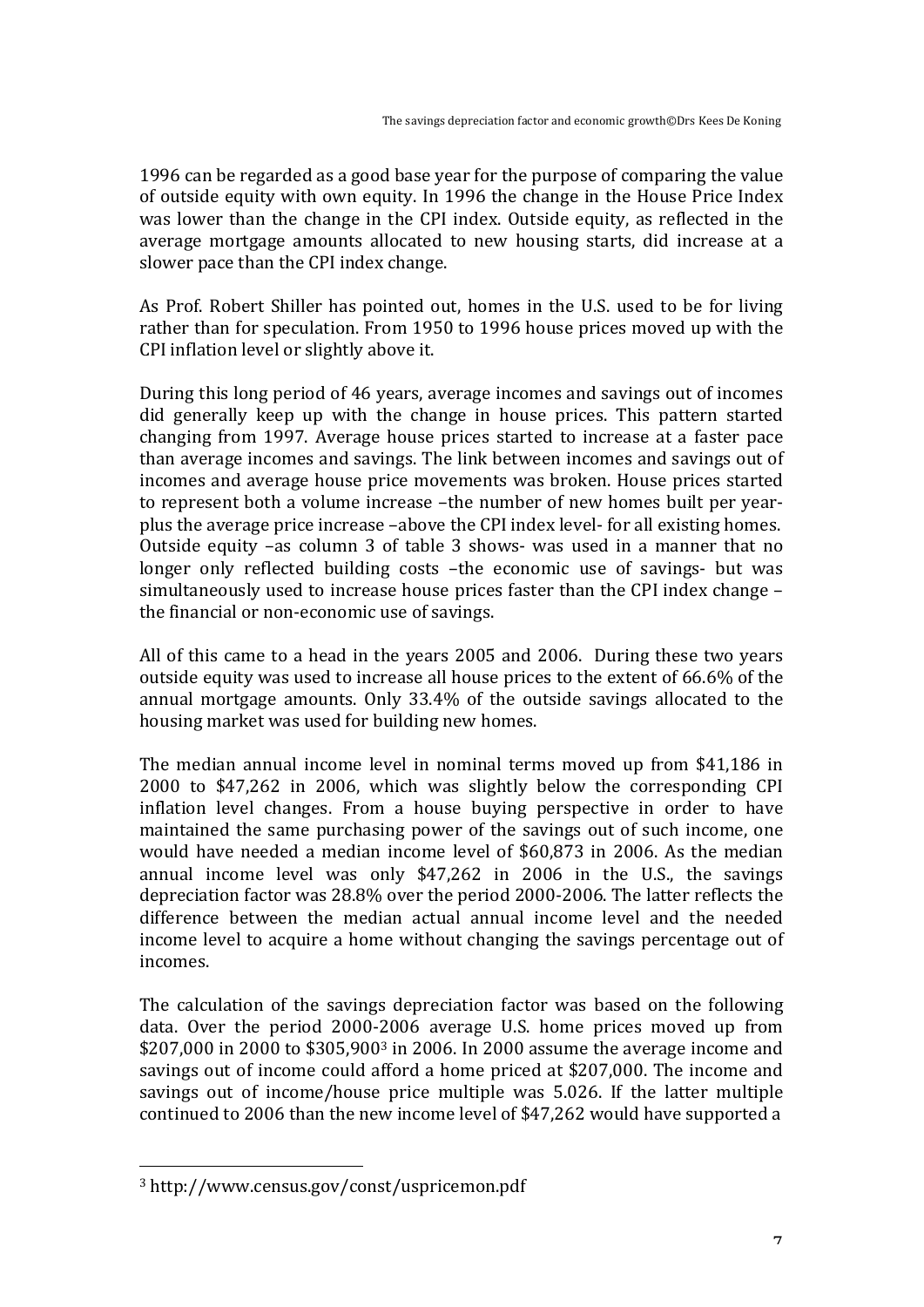1996 can be regarded as a good base year for the purpose of comparing the value of outside equity with own equity. In 1996 the change in the House Price Index was lower than the change in the CPI index. Outside equity, as reflected in the average mortgage amounts allocated to new housing starts, did increase at a slower pace than the CPI index change.

As Prof. Robert Shiller has pointed out, homes in the U.S. used to be for living rather than for speculation. From 1950 to 1996 house prices moved up with the CPI inflation level or slightly above it.

During this long period of 46 years, average incomes and savings out of incomes did generally keep up with the change in house prices. This pattern started changing from 1997. Average house prices started to increase at a faster pace than average incomes and savings. The link between incomes and savings out of incomes and average house price movements was broken. House prices started to represent both a volume increase –the number of new homes built per year- plus the average price increase –above the CPI index level- for all existing homes. Outside equity –as column 3 of table 3 shows- was used in a manner that no longer only reflected building costs –the economic use of savings- but was simultaneously used to increase house prices faster than the CPI index change – the financial or non-economic use of savings.

All of this came to a head in the years 2005 and 2006. During these two years outside equity was used to increase all house prices to the extent of 66.6% of the annual mortgage amounts. Only 33.4% of the outside savings allocated to the housing market was used for building new homes.

The median annual income level in nominal terms moved up from $41,186 in 2000 to $47,262 in 2006, which was slightly below the corresponding CPI inflation level changes. From a house buying perspective in order to have maintained the same purchasing power of the savings out of such income, one would have needed a median income level of $60,873 in 2006. As the median annual income level was only $47,262 in 2006 in the U.S., the savings depreciation factor was 28.8% over the period 2000-2006. The latter reflects the difference between the median actual annual income level and the needed income level to acquire a home without changing the savings percentage out of incomes.

The calculation of the savings depreciation factor was based on the following data. Over the period 2000-2006 average U.S. home prices moved up from $207,000 in 2000 to $305,900[3] in 2006. In 2000 assume the average income and savings out of income could afford a home priced at $207,000. The income and savings out of income/house price multiple was 5.026. If the latter multiple continued to 2006 than the new income level of $47,262 would have supported a

[3] http://www.census.gov/const/uspricemon.pdf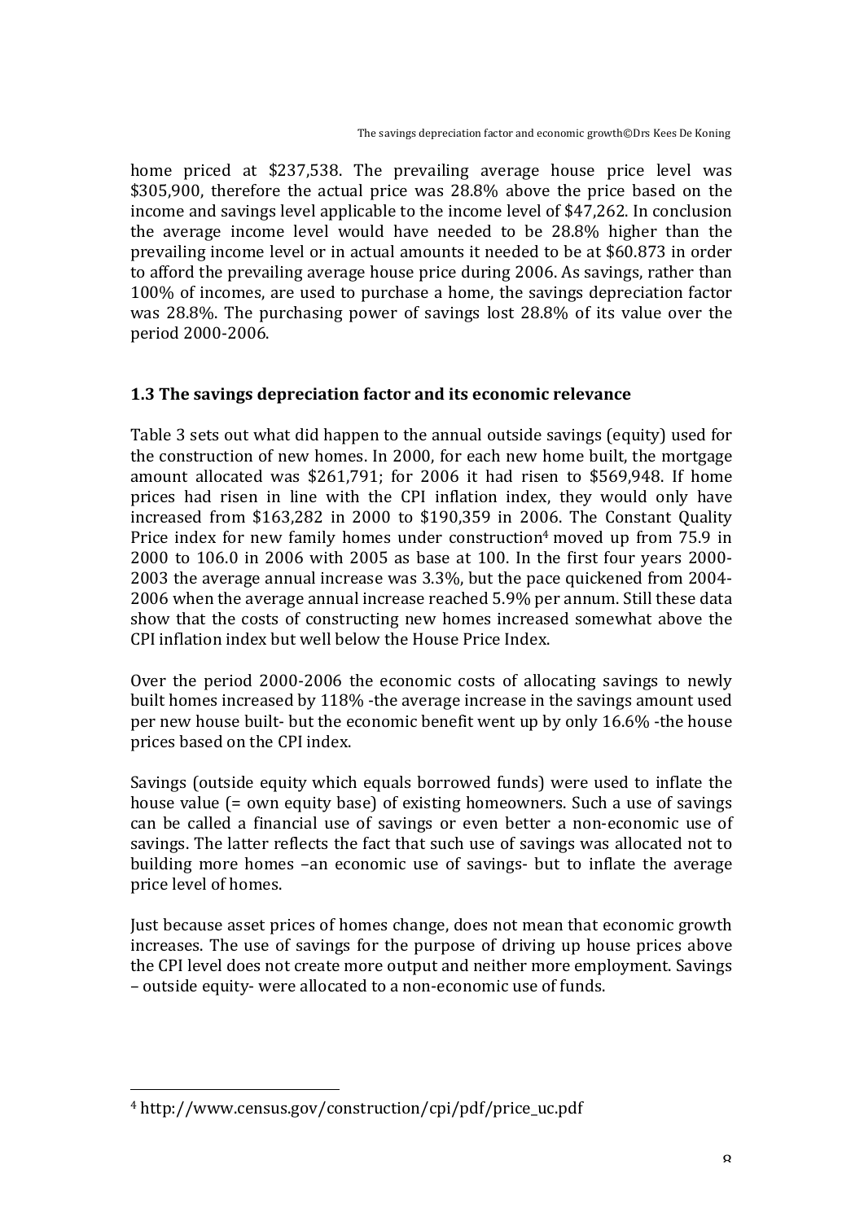home priced at $237,538. The prevailing average house price level was $305,900, therefore the actual price was 28.8% above the price based on the income and savings level applicable to the income level of $47,262. In conclusion the average income level would have needed to be 28.8% higher than the prevailing income level or in actual amounts it needed to be at $60.873 in order to afford the prevailing average house price during 2006. As savings, rather than 100% of incomes, are used to purchase a home, the savings depreciation factor was 28.8%. The purchasing power of savings lost 28.8% of its value over the period 2000-2006.

### 1.3 The savings depreciation factor and its economic relevance

Table 3 sets out what did happen to the annual outside savings (equity) used for the construction of new homes. In 2000, for each new home built, the mortgage amount allocated was $261,791; for 2006 it had risen to $569,948. If home prices had risen in line with the CPI inflation index, they would only have increased from $163,282 in 2000 to $190,359 in 2006. The Constant Quality Price index for new family homes under construction[4] moved up from 75.9 in 2000 to 106.0 in 2006 with 2005 as base at 100. In the first four years 2000-2003 the average annual increase was 3.3%, but the pace quickened from 2004-2006 when the average annual increase reached 5.9% per annum. Still these data show that the costs of constructing new homes increased somewhat above the CPI inflation index but well below the House Price Index.

Over the period 2000-2006 the economic costs of allocating savings to newly built homes increased by 118% -the average increase in the savings amount used per new house built- but the economic benefit went up by only 16.6% -the house prices based on the CPI index.

Savings (outside equity which equals borrowed funds) were used to inflate the house value (= own equity base) of existing homeowners. Such a use of savings can be called a financial use of savings or even better a non-economic use of savings. The latter reflects the fact that such use of savings was allocated not to building more homes –an economic use of savings- but to inflate the average price level of homes.

Just because asset prices of homes change, does not mean that economic growth increases. The use of savings for the purpose of driving up house prices above the CPI level does not create more output and neither more employment. Savings – outside equity- were allocated to a non-economic use of funds.

---

[4] http://www.census.gov/construction/cpi/pdf/price_uc.pdf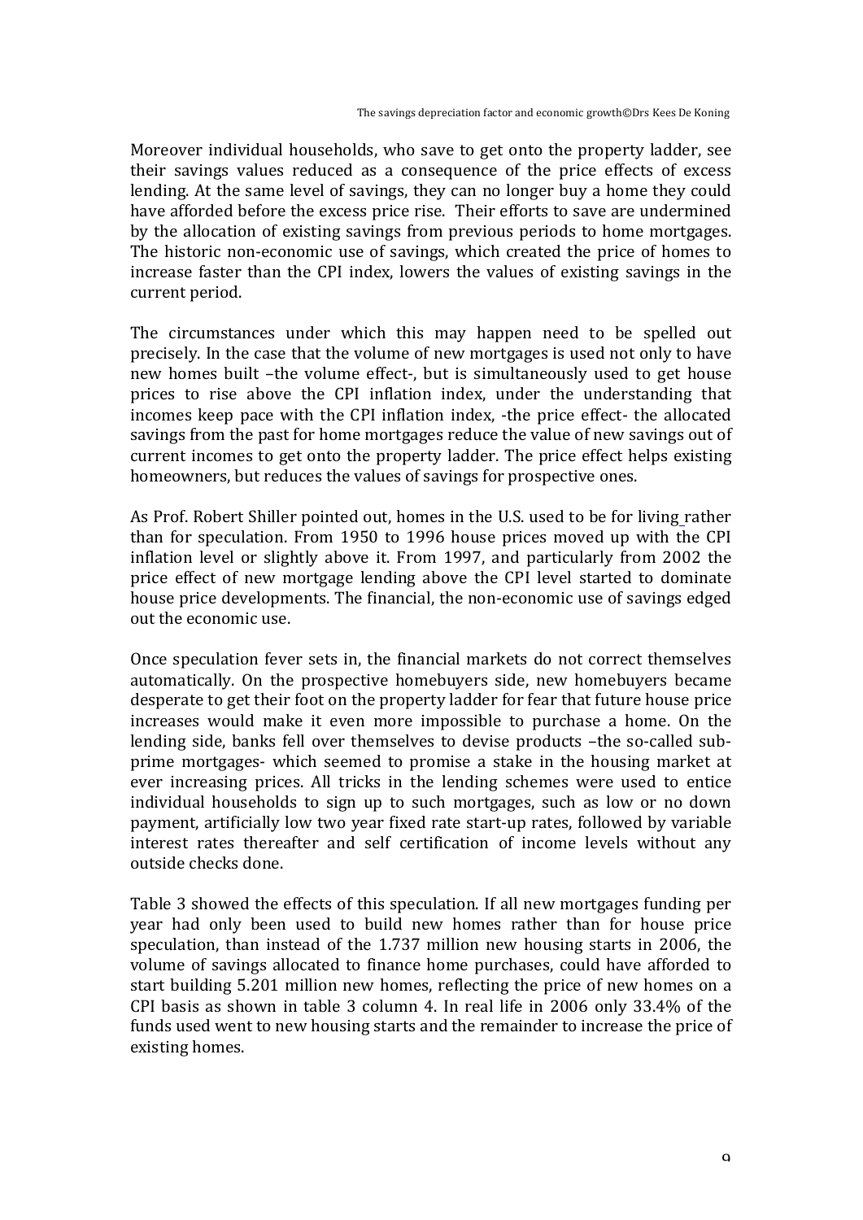Moreover individual households, who save to get onto the property ladder, see their savings values reduced as a consequence of the price effects of excess lending. At the same level of savings, they can no longer buy a home they could have afforded before the excess price rise. Their efforts to save are undermined by the allocation of existing savings from previous periods to home mortgages. The historic non-economic use of savings, which created the price of homes to increase faster than the CPI index, lowers the values of existing savings in the current period.

The circumstances under which this may happen need to be spelled out precisely. In the case that the volume of new mortgages is used not only to have new homes built –the volume effect-, but is simultaneously used to get house prices to rise above the CPI inflation index, under the understanding that incomes keep pace with the CPI inflation index, -the price effect- the allocated savings from the past for home mortgages reduce the value of new savings out of current incomes to get onto the property ladder. The price effect helps existing homeowners, but reduces the values of savings for prospective ones.

As Prof. Robert Shiller pointed out, homes in the U.S. used to be for living rather than for speculation. From 1950 to 1996 house prices moved up with the CPI inflation level or slightly above it. From 1997, and particularly from 2002 the price effect of new mortgage lending above the CPI level started to dominate house price developments. The financial, the non-economic use of savings edged out the economic use.

Once speculation fever sets in, the financial markets do not correct themselves automatically. On the prospective homebuyers side, new homebuyers became desperate to get their foot on the property ladder for fear that future house price increases would make it even more impossible to purchase a home. On the lending side, banks fell over themselves to devise products –the so-called sub-prime mortgages- which seemed to promise a stake in the housing market at ever increasing prices. All tricks in the lending schemes were used to entice individual households to sign up to such mortgages, such as low or no down payment, artificially low two year fixed rate start-up rates, followed by variable interest rates thereafter and self certification of income levels without any outside checks done.

Table 3 showed the effects of this speculation. If all new mortgages funding per year had only been used to build new homes rather than for house price speculation, than instead of the 1.737 million new housing starts in 2006, the volume of savings allocated to finance home purchases, could have afforded to start building 5.201 million new homes, reflecting the price of new homes on a CPI basis as shown in table 3 column 4. In real life in 2006 only 33.4% of the funds used went to new housing starts and the remainder to increase the price of existing homes.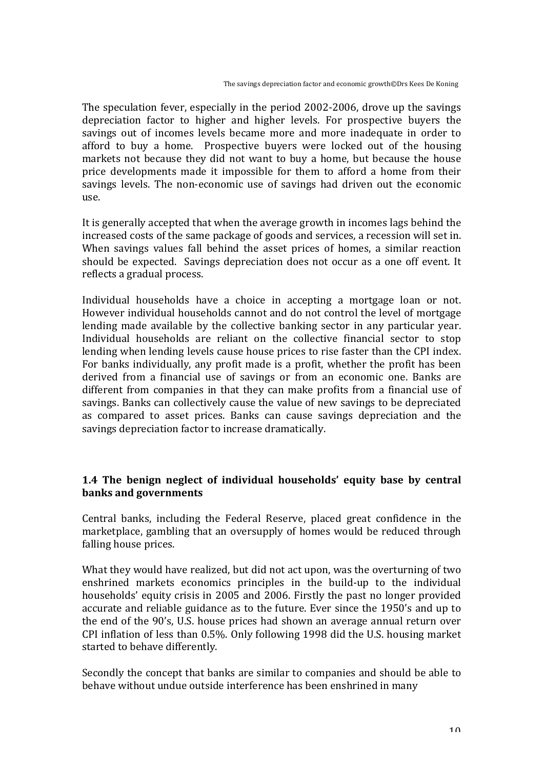The speculation fever, especially in the period 2002-2006, drove up the savings depreciation factor to higher and higher levels. For prospective buyers the savings out of incomes levels became more and more inadequate in order to afford to buy a home. Prospective buyers were locked out of the housing markets not because they did not want to buy a home, but because the house price developments made it impossible for them to afford a home from their savings levels. The non-economic use of savings had driven out the economic use.

It is generally accepted that when the average growth in incomes lags behind the increased costs of the same package of goods and services, a recession will set in. When savings values fall behind the asset prices of homes, a similar reaction should be expected. Savings depreciation does not occur as a one off event. It reflects a gradual process.

Individual households have a choice in accepting a mortgage loan or not. However individual households cannot and do not control the level of mortgage lending made available by the collective banking sector in any particular year. Individual households are reliant on the collective financial sector to stop lending when lending levels cause house prices to rise faster than the CPI index. For banks individually, any profit made is a profit, whether the profit has been derived from a financial use of savings or from an economic one. Banks are different from companies in that they can make profits from a financial use of savings. Banks can collectively cause the value of new savings to be depreciated as compared to asset prices. Banks can cause savings depreciation and the savings depreciation factor to increase dramatically.

### 1.4 The benign neglect of individual households' equity base by central banks and governments

Central banks, including the Federal Reserve, placed great confidence in the marketplace, gambling that an oversupply of homes would be reduced through falling house prices.

What they would have realized, but did not act upon, was the overturning of two enshrined markets economics principles in the build-up to the individual households' equity crisis in 2005 and 2006. Firstly the past no longer provided accurate and reliable guidance as to the future. Ever since the 1950's and up to the end of the 90's, U.S. house prices had shown an average annual return over CPI inflation of less than 0.5%. Only following 1998 did the U.S. housing market started to behave differently.

Secondly the concept that banks are similar to companies and should be able to behave without undue outside interference has been enshrined in many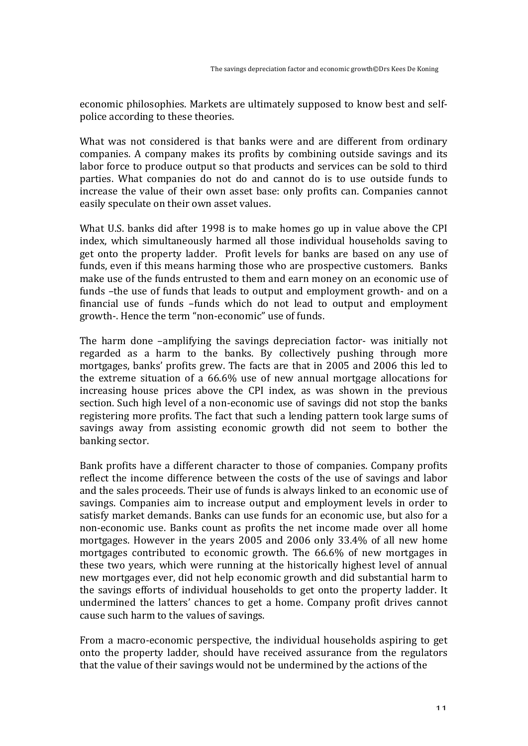economic philosophies. Markets are ultimately supposed to know best and self-police according to these theories.

What was not considered is that banks were and are different from ordinary companies. A company makes its profits by combining outside savings and its labor force to produce output so that products and services can be sold to third parties. What companies do not do and cannot do is to use outside funds to increase the value of their own asset base: only profits can. Companies cannot easily speculate on their own asset values.

What U.S. banks did after 1998 is to make homes go up in value above the CPI index, which simultaneously harmed all those individual households saving to get onto the property ladder. Profit levels for banks are based on any use of funds, even if this means harming those who are prospective customers. Banks make use of the funds entrusted to them and earn money on an economic use of funds –the use of funds that leads to output and employment growth- and on a financial use of funds –funds which do not lead to output and employment growth-. Hence the term "non-economic" use of funds.

The harm done –amplifying the savings depreciation factor- was initially not regarded as a harm to the banks. By collectively pushing through more mortgages, banks' profits grew. The facts are that in 2005 and 2006 this led to the extreme situation of a 66.6% use of new annual mortgage allocations for increasing house prices above the CPI index, as was shown in the previous section. Such high level of a non-economic use of savings did not stop the banks registering more profits. The fact that such a lending pattern took large sums of savings away from assisting economic growth did not seem to bother the banking sector.

Bank profits have a different character to those of companies. Company profits reflect the income difference between the costs of the use of savings and labor and the sales proceeds. Their use of funds is always linked to an economic use of savings. Companies aim to increase output and employment levels in order to satisfy market demands. Banks can use funds for an economic use, but also for a non-economic use. Banks count as profits the net income made over all home mortgages. However in the years 2005 and 2006 only 33.4% of all new home mortgages contributed to economic growth. The 66.6% of new mortgages in these two years, which were running at the historically highest level of annual new mortgages ever, did not help economic growth and did substantial harm to the savings efforts of individual households to get onto the property ladder. It undermined the latters' chances to get a home. Company profit drives cannot cause such harm to the values of savings.

From a macro-economic perspective, the individual households aspiring to get onto the property ladder, should have received assurance from the regulators that the value of their savings would not be undermined by the actions of the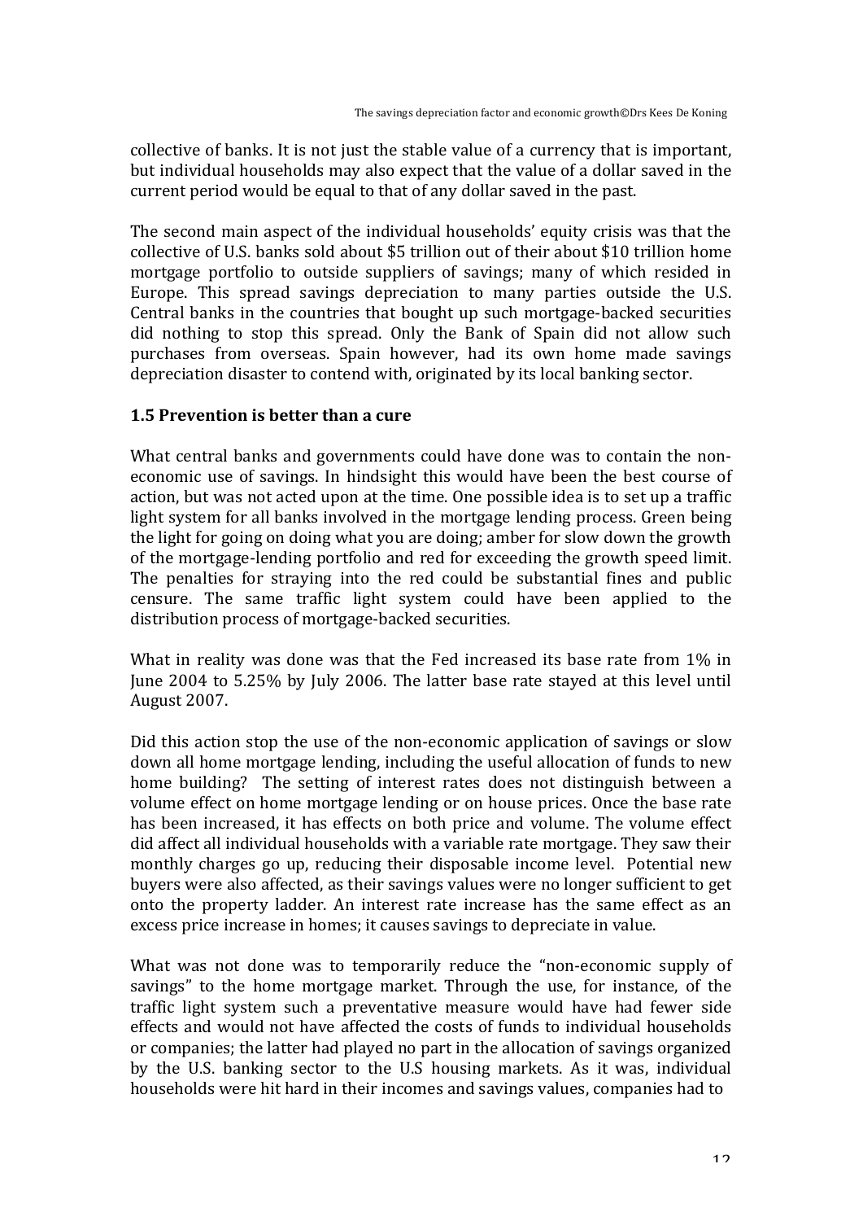collective of banks. It is not just the stable value of a currency that is important, but individual households may also expect that the value of a dollar saved in the current period would be equal to that of any dollar saved in the past.

The second main aspect of the individual households' equity crisis was that the collective of U.S. banks sold about $5 trillion out of their about $10 trillion home mortgage portfolio to outside suppliers of savings; many of which resided in Europe. This spread savings depreciation to many parties outside the U.S. Central banks in the countries that bought up such mortgage-backed securities did nothing to stop this spread. Only the Bank of Spain did not allow such purchases from overseas. Spain however, had its own home made savings depreciation disaster to contend with, originated by its local banking sector.

### 1.5 Prevention is better than a cure

What central banks and governments could have done was to contain the non-economic use of savings. In hindsight this would have been the best course of action, but was not acted upon at the time. One possible idea is to set up a traffic light system for all banks involved in the mortgage lending process. Green being the light for going on doing what you are doing; amber for slow down the growth of the mortgage-lending portfolio and red for exceeding the growth speed limit. The penalties for straying into the red could be substantial fines and public censure. The same traffic light system could have been applied to the distribution process of mortgage-backed securities.

What in reality was done was that the Fed increased its base rate from 1% in June 2004 to 5.25% by July 2006. The latter base rate stayed at this level until August 2007.

Did this action stop the use of the non-economic application of savings or slow down all home mortgage lending, including the useful allocation of funds to new home building? The setting of interest rates does not distinguish between a volume effect on home mortgage lending or on house prices. Once the base rate has been increased, it has effects on both price and volume. The volume effect did affect all individual households with a variable rate mortgage. They saw their monthly charges go up, reducing their disposable income level. Potential new buyers were also affected, as their savings values were no longer sufficient to get onto the property ladder. An interest rate increase has the same effect as an excess price increase in homes; it causes savings to depreciate in value.

What was not done was to temporarily reduce the "non-economic supply of savings" to the home mortgage market. Through the use, for instance, of the traffic light system such a preventative measure would have had fewer side effects and would not have affected the costs of funds to individual households or companies; the latter had played no part in the allocation of savings organized by the U.S. banking sector to the U.S housing markets. As it was, individual households were hit hard in their incomes and savings values, companies had to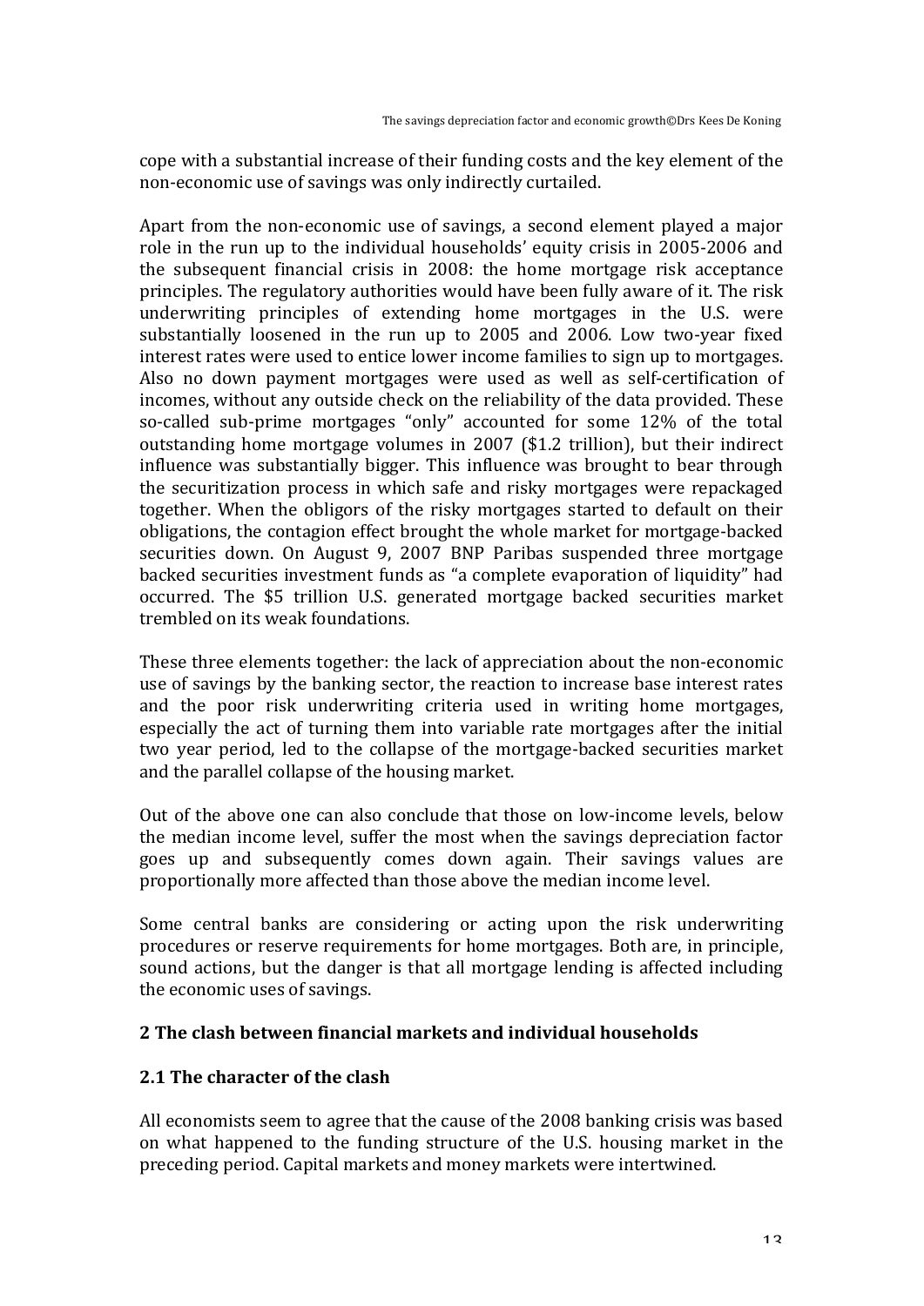cope with a substantial increase of their funding costs and the key element of the non-economic use of savings was only indirectly curtailed.

Apart from the non-economic use of savings, a second element played a major role in the run up to the individual households' equity crisis in 2005-2006 and the subsequent financial crisis in 2008: the home mortgage risk acceptance principles. The regulatory authorities would have been fully aware of it. The risk underwriting principles of extending home mortgages in the U.S. were substantially loosened in the run up to 2005 and 2006. Low two-year fixed interest rates were used to entice lower income families to sign up to mortgages. Also no down payment mortgages were used as well as self-certification of incomes, without any outside check on the reliability of the data provided. These so-called sub-prime mortgages "only" accounted for some 12% of the total outstanding home mortgage volumes in 2007 ($1.2 trillion), but their indirect influence was substantially bigger. This influence was brought to bear through the securitization process in which safe and risky mortgages were repackaged together. When the obligors of the risky mortgages started to default on their obligations, the contagion effect brought the whole market for mortgage-backed securities down. On August 9, 2007 BNP Paribas suspended three mortgage backed securities investment funds as "a complete evaporation of liquidity" had occurred. The $5 trillion U.S. generated mortgage backed securities market trembled on its weak foundations.

These three elements together: the lack of appreciation about the non-economic use of savings by the banking sector, the reaction to increase base interest rates and the poor risk underwriting criteria used in writing home mortgages, especially the act of turning them into variable rate mortgages after the initial two year period, led to the collapse of the mortgage-backed securities market and the parallel collapse of the housing market.

Out of the above one can also conclude that those on low-income levels, below the median income level, suffer the most when the savings depreciation factor goes up and subsequently comes down again. Their savings values are proportionally more affected than those above the median income level.

Some central banks are considering or acting upon the risk underwriting procedures or reserve requirements for home mortgages. Both are, in principle, sound actions, but the danger is that all mortgage lending is affected including the economic uses of savings.

## 2 The clash between financial markets and individual households

### 2.1 The character of the clash

All economists seem to agree that the cause of the 2008 banking crisis was based on what happened to the funding structure of the U.S. housing market in the preceding period. Capital markets and money markets were intertwined.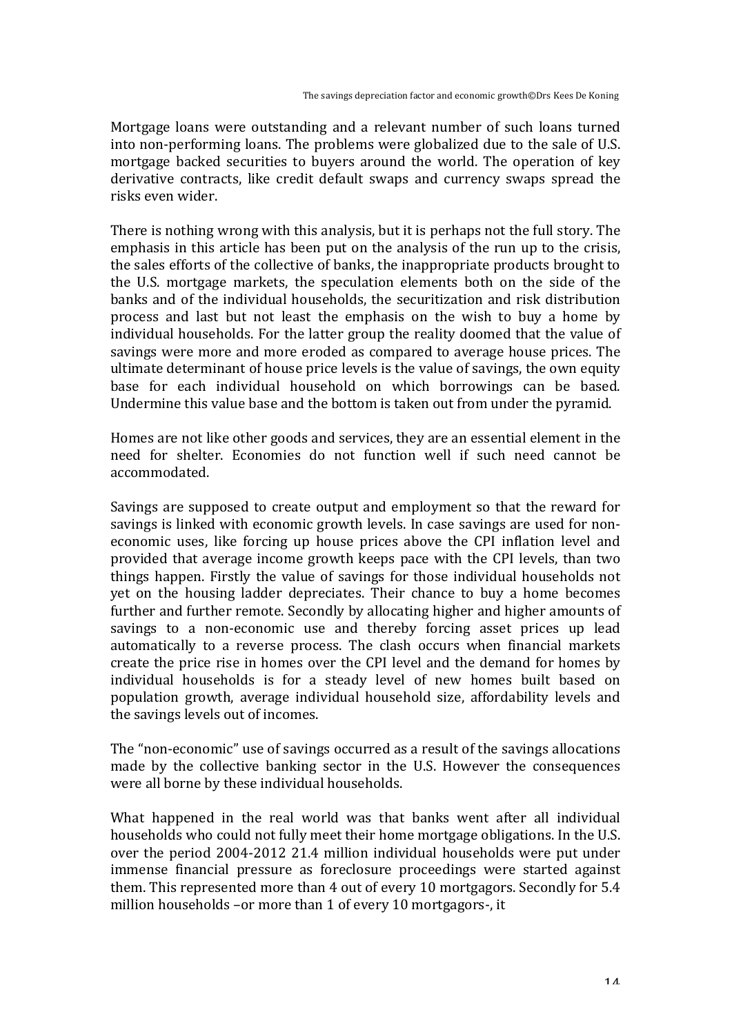Mortgage loans were outstanding and a relevant number of such loans turned into non-performing loans. The problems were globalized due to the sale of U.S. mortgage backed securities to buyers around the world. The operation of key derivative contracts, like credit default swaps and currency swaps spread the risks even wider.

There is nothing wrong with this analysis, but it is perhaps not the full story. The emphasis in this article has been put on the analysis of the run up to the crisis, the sales efforts of the collective of banks, the inappropriate products brought to the U.S. mortgage markets, the speculation elements both on the side of the banks and of the individual households, the securitization and risk distribution process and last but not least the emphasis on the wish to buy a home by individual households. For the latter group the reality doomed that the value of savings were more and more eroded as compared to average house prices. The ultimate determinant of house price levels is the value of savings, the own equity base for each individual household on which borrowings can be based. Undermine this value base and the bottom is taken out from under the pyramid.

Homes are not like other goods and services, they are an essential element in the need for shelter. Economies do not function well if such need cannot be accommodated.

Savings are supposed to create output and employment so that the reward for savings is linked with economic growth levels. In case savings are used for non-economic uses, like forcing up house prices above the CPI inflation level and provided that average income growth keeps pace with the CPI levels, than two things happen. Firstly the value of savings for those individual households not yet on the housing ladder depreciates. Their chance to buy a home becomes further and further remote. Secondly by allocating higher and higher amounts of savings to a non-economic use and thereby forcing asset prices up lead automatically to a reverse process. The clash occurs when financial markets create the price rise in homes over the CPI level and the demand for homes by individual households is for a steady level of new homes built based on population growth, average individual household size, affordability levels and the savings levels out of incomes.

The "non-economic" use of savings occurred as a result of the savings allocations made by the collective banking sector in the U.S. However the consequences were all borne by these individual households.

What happened in the real world was that banks went after all individual households who could not fully meet their home mortgage obligations. In the U.S. over the period 2004-2012 21.4 million individual households were put under immense financial pressure as foreclosure proceedings were started against them. This represented more than 4 out of every 10 mortgagors. Secondly for 5.4 million households –or more than 1 of every 10 mortgagors-, it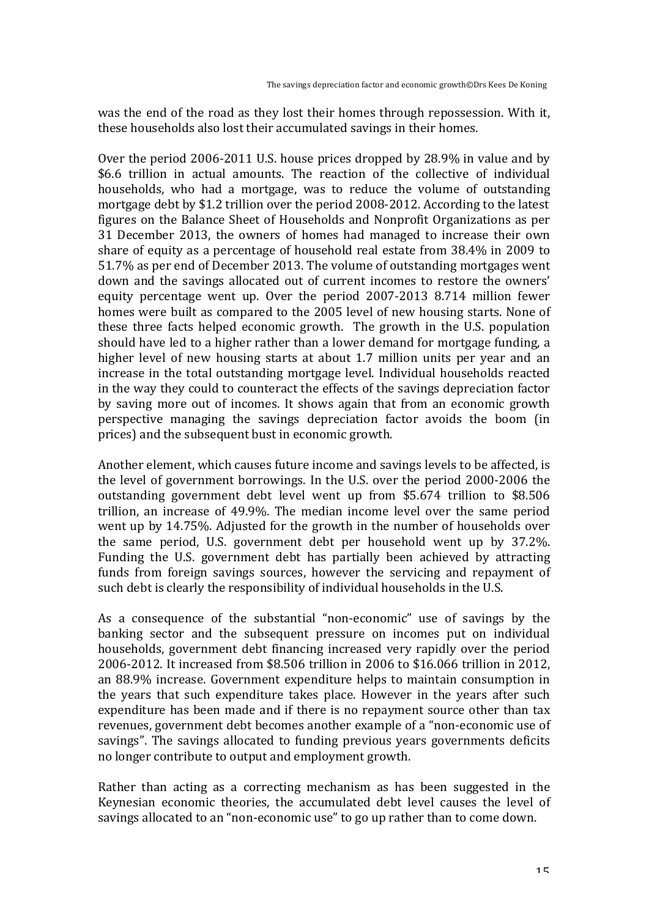was the end of the road as they lost their homes through repossession. With it, these households also lost their accumulated savings in their homes.

Over the period 2006-2011 U.S. house prices dropped by 28.9% in value and by \$6.6 trillion in actual amounts. The reaction of the collective of individual households, who had a mortgage, was to reduce the volume of outstanding mortgage debt by \$1.2 trillion over the period 2008-2012. According to the latest figures on the Balance Sheet of Households and Nonprofit Organizations as per 31 December 2013, the owners of homes had managed to increase their own share of equity as a percentage of household real estate from 38.4% in 2009 to 51.7% as per end of December 2013. The volume of outstanding mortgages went down and the savings allocated out of current incomes to restore the owners' equity percentage went up. Over the period 2007-2013 8.714 million fewer homes were built as compared to the 2005 level of new housing starts. None of these three facts helped economic growth. The growth in the U.S. population should have led to a higher rather than a lower demand for mortgage funding, a higher level of new housing starts at about 1.7 million units per year and an increase in the total outstanding mortgage level. Individual households reacted in the way they could to counteract the effects of the savings depreciation factor by saving more out of incomes. It shows again that from an economic growth perspective managing the savings depreciation factor avoids the boom (in prices) and the subsequent bust in economic growth.

Another element, which causes future income and savings levels to be affected, is the level of government borrowings. In the U.S. over the period 2000-2006 the outstanding government debt level went up from \$5.674 trillion to \$8.506 trillion, an increase of 49.9%. The median income level over the same period went up by 14.75%. Adjusted for the growth in the number of households over the same period, U.S. government debt per household went up by 37.2%. Funding the U.S. government debt has partially been achieved by attracting funds from foreign savings sources, however the servicing and repayment of such debt is clearly the responsibility of individual households in the U.S.

As a consequence of the substantial "non-economic" use of savings by the banking sector and the subsequent pressure on incomes put on individual households, government debt financing increased very rapidly over the period 2006-2012. It increased from \$8.506 trillion in 2006 to \$16.066 trillion in 2012, an 88.9% increase. Government expenditure helps to maintain consumption in the years that such expenditure takes place. However in the years after such expenditure has been made and if there is no repayment source other than tax revenues, government debt becomes another example of a "non-economic use of savings". The savings allocated to funding previous years governments deficits no longer contribute to output and employment growth.

Rather than acting as a correcting mechanism as has been suggested in the Keynesian economic theories, the accumulated debt level causes the level of savings allocated to an "non-economic use" to go up rather than to come down.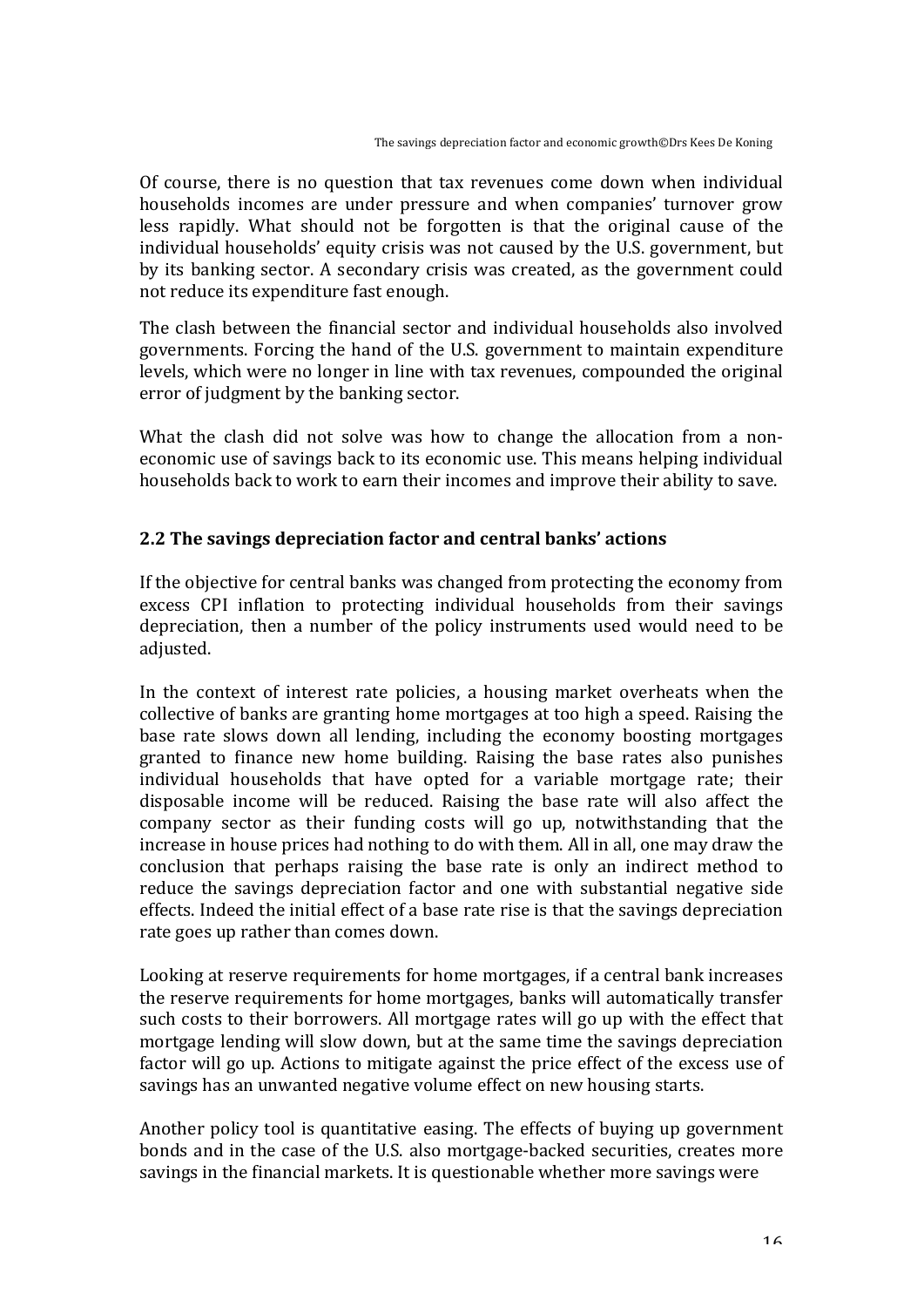Of course, there is no question that tax revenues come down when individual households incomes are under pressure and when companies' turnover grow less rapidly. What should not be forgotten is that the original cause of the individual households' equity crisis was not caused by the U.S. government, but by its banking sector. A secondary crisis was created, as the government could not reduce its expenditure fast enough.

The clash between the financial sector and individual households also involved governments. Forcing the hand of the U.S. government to maintain expenditure levels, which were no longer in line with tax revenues, compounded the original error of judgment by the banking sector.

What the clash did not solve was how to change the allocation from a non-economic use of savings back to its economic use. This means helping individual households back to work to earn their incomes and improve their ability to save.

## 2.2 The savings depreciation factor and central banks' actions

If the objective for central banks was changed from protecting the economy from excess CPI inflation to protecting individual households from their savings depreciation, then a number of the policy instruments used would need to be adjusted.

In the context of interest rate policies, a housing market overheats when the collective of banks are granting home mortgages at too high a speed. Raising the base rate slows down all lending, including the economy boosting mortgages granted to finance new home building. Raising the base rates also punishes individual households that have opted for a variable mortgage rate; their disposable income will be reduced. Raising the base rate will also affect the company sector as their funding costs will go up, notwithstanding that the increase in house prices had nothing to do with them. All in all, one may draw the conclusion that perhaps raising the base rate is only an indirect method to reduce the savings depreciation factor and one with substantial negative side effects. Indeed the initial effect of a base rate rise is that the savings depreciation rate goes up rather than comes down.

Looking at reserve requirements for home mortgages, if a central bank increases the reserve requirements for home mortgages, banks will automatically transfer such costs to their borrowers. All mortgage rates will go up with the effect that mortgage lending will slow down, but at the same time the savings depreciation factor will go up. Actions to mitigate against the price effect of the excess use of savings has an unwanted negative volume effect on new housing starts.

Another policy tool is quantitative easing. The effects of buying up government bonds and in the case of the U.S. also mortgage-backed securities, creates more savings in the financial markets. It is questionable whether more savings were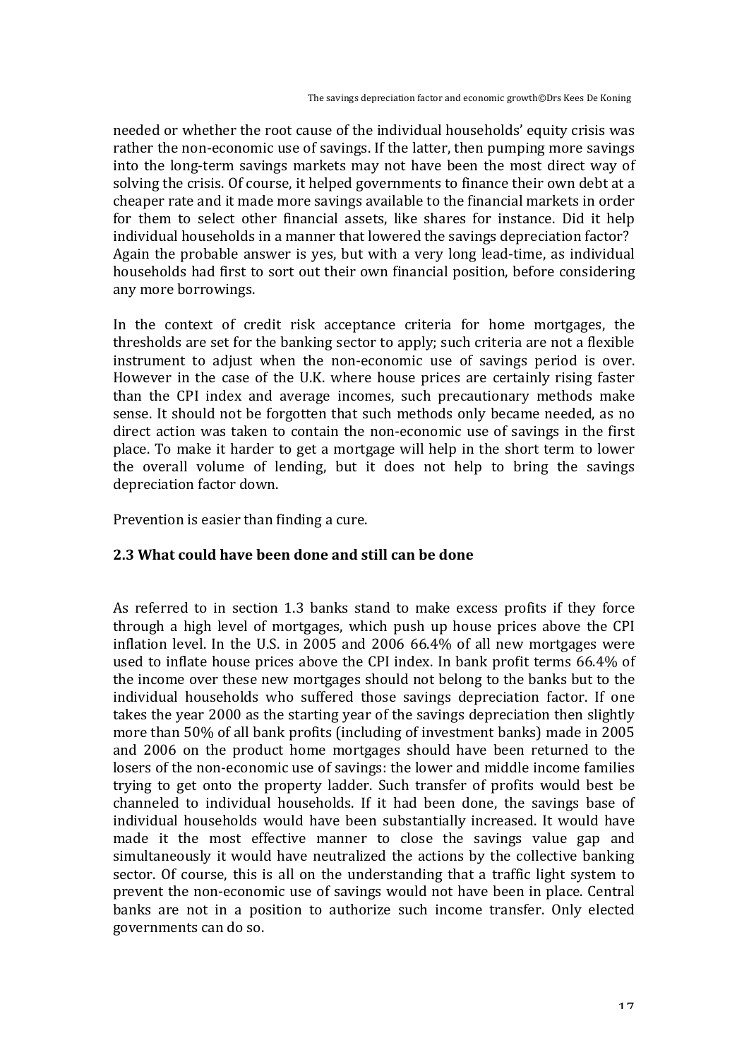needed or whether the root cause of the individual households' equity crisis was rather the non-economic use of savings. If the latter, then pumping more savings into the long-term savings markets may not have been the most direct way of solving the crisis. Of course, it helped governments to finance their own debt at a cheaper rate and it made more savings available to the financial markets in order for them to select other financial assets, like shares for instance. Did it help individual households in a manner that lowered the savings depreciation factor? Again the probable answer is yes, but with a very long lead-time, as individual households had first to sort out their own financial position, before considering any more borrowings.

In the context of credit risk acceptance criteria for home mortgages, the thresholds are set for the banking sector to apply; such criteria are not a flexible instrument to adjust when the non-economic use of savings period is over. However in the case of the U.K. where house prices are certainly rising faster than the CPI index and average incomes, such precautionary methods make sense. It should not be forgotten that such methods only became needed, as no direct action was taken to contain the non-economic use of savings in the first place. To make it harder to get a mortgage will help in the short term to lower the overall volume of lending, but it does not help to bring the savings depreciation factor down.

Prevention is easier than finding a cure.

## 2.3 What could have been done and still can be done

As referred to in section 1.3 banks stand to make excess profits if they force through a high level of mortgages, which push up house prices above the CPI inflation level. In the U.S. in 2005 and 2006 66.4% of all new mortgages were used to inflate house prices above the CPI index. In bank profit terms 66.4% of the income over these new mortgages should not belong to the banks but to the individual households who suffered those savings depreciation factor. If one takes the year 2000 as the starting year of the savings depreciation then slightly more than 50% of all bank profits (including of investment banks) made in 2005 and 2006 on the product home mortgages should have been returned to the losers of the non-economic use of savings: the lower and middle income families trying to get onto the property ladder. Such transfer of profits would best be channeled to individual households. If it had been done, the savings base of individual households would have been substantially increased. It would have made it the most effective manner to close the savings value gap and simultaneously it would have neutralized the actions by the collective banking sector. Of course, this is all on the understanding that a traffic light system to prevent the non-economic use of savings would not have been in place. Central banks are not in a position to authorize such income transfer. Only elected governments can do so.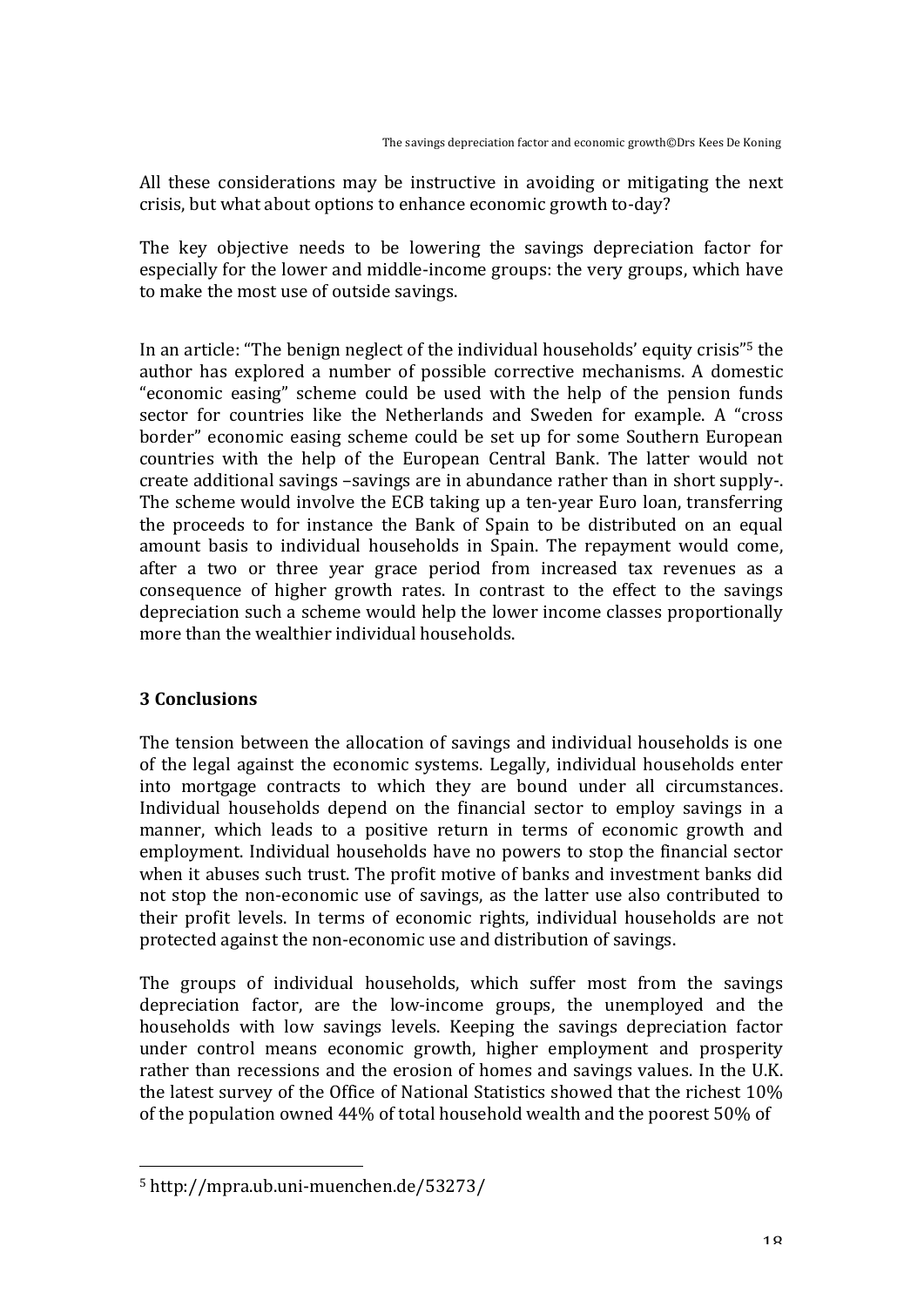All these considerations may be instructive in avoiding or mitigating the next crisis, but what about options to enhance economic growth to-day?

The key objective needs to be lowering the savings depreciation factor for especially for the lower and middle-income groups: the very groups, which have to make the most use of outside savings.

In an article: "The benign neglect of the individual households' equity crisis"[5] the author has explored a number of possible corrective mechanisms. A domestic "economic easing" scheme could be used with the help of the pension funds sector for countries like the Netherlands and Sweden for example. A "cross border" economic easing scheme could be set up for some Southern European countries with the help of the European Central Bank. The latter would not create additional savings –savings are in abundance rather than in short supply-. The scheme would involve the ECB taking up a ten-year Euro loan, transferring the proceeds to for instance the Bank of Spain to be distributed on an equal amount basis to individual households in Spain. The repayment would come, after a two or three year grace period from increased tax revenues as a consequence of higher growth rates. In contrast to the effect to the savings depreciation such a scheme would help the lower income classes proportionally more than the wealthier individual households.

## 3 Conclusions

The tension between the allocation of savings and individual households is one of the legal against the economic systems. Legally, individual households enter into mortgage contracts to which they are bound under all circumstances. Individual households depend on the financial sector to employ savings in a manner, which leads to a positive return in terms of economic growth and employment. Individual households have no powers to stop the financial sector when it abuses such trust. The profit motive of banks and investment banks did not stop the non-economic use of savings, as the latter use also contributed to their profit levels. In terms of economic rights, individual households are not protected against the non-economic use and distribution of savings.

The groups of individual households, which suffer most from the savings depreciation factor, are the low-income groups, the unemployed and the households with low savings levels. Keeping the savings depreciation factor under control means economic growth, higher employment and prosperity rather than recessions and the erosion of homes and savings values. In the U.K. the latest survey of the Office of National Statistics showed that the richest 10% of the population owned 44% of total household wealth and the poorest 50% of

---

[5] http://mpra.ub.uni-muenchen.de/53273/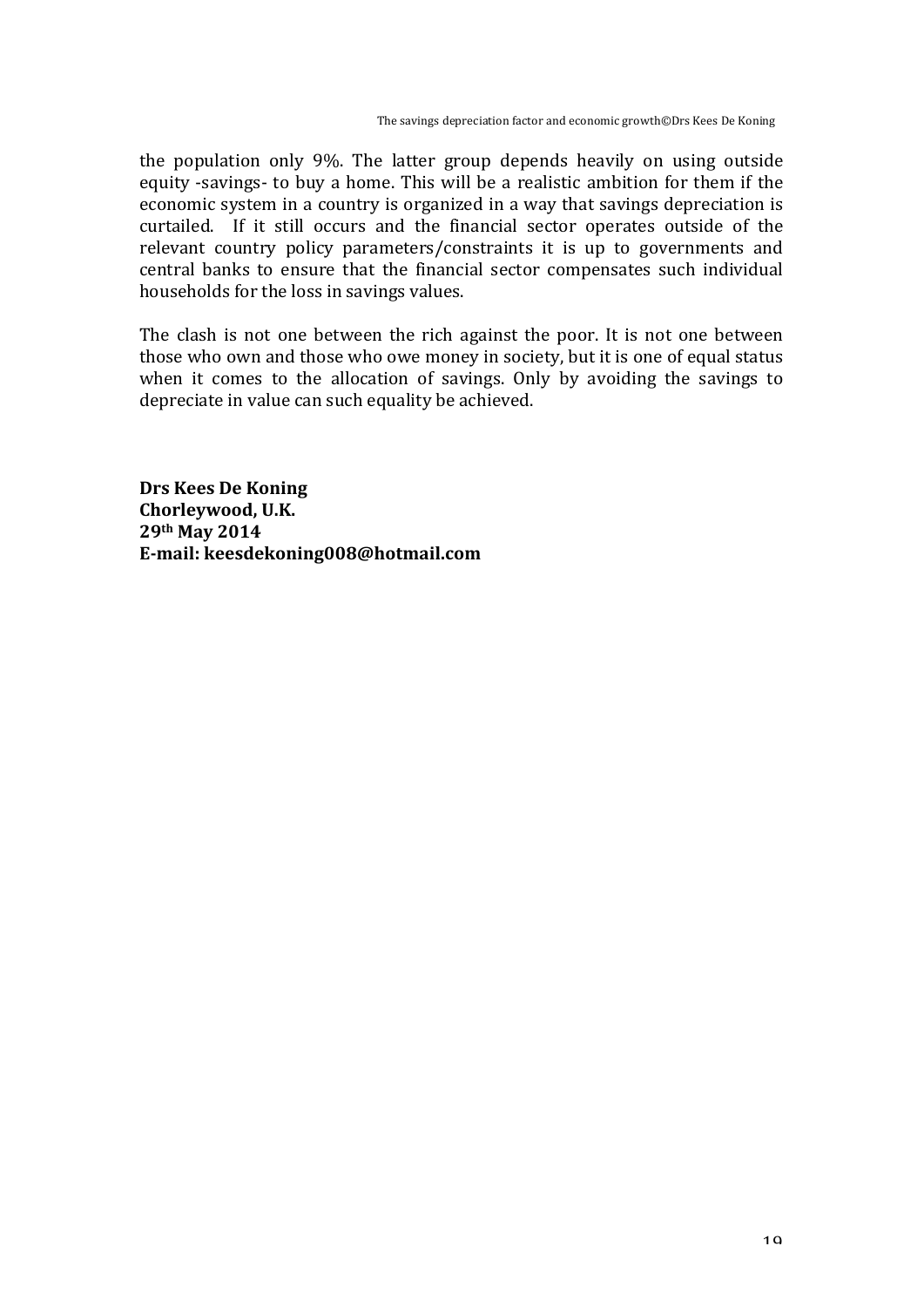the population only 9%. The latter group depends heavily on using outside equity -savings- to buy a home. This will be a realistic ambition for them if the economic system in a country is organized in a way that savings depreciation is curtailed. If it still occurs and the financial sector operates outside of the relevant country policy parameters/constraints it is up to governments and central banks to ensure that the financial sector compensates such individual households for the loss in savings values.

The clash is not one between the rich against the poor. It is not one between those who own and those who owe money in society, but it is one of equal status when it comes to the allocation of savings. Only by avoiding the savings to depreciate in value can such equality be achieved.

**Drs Kees De Koning**
**Chorleywood, U.K.**
**29th May 2014**
**E-mail: keesdekoning008@hotmail.com**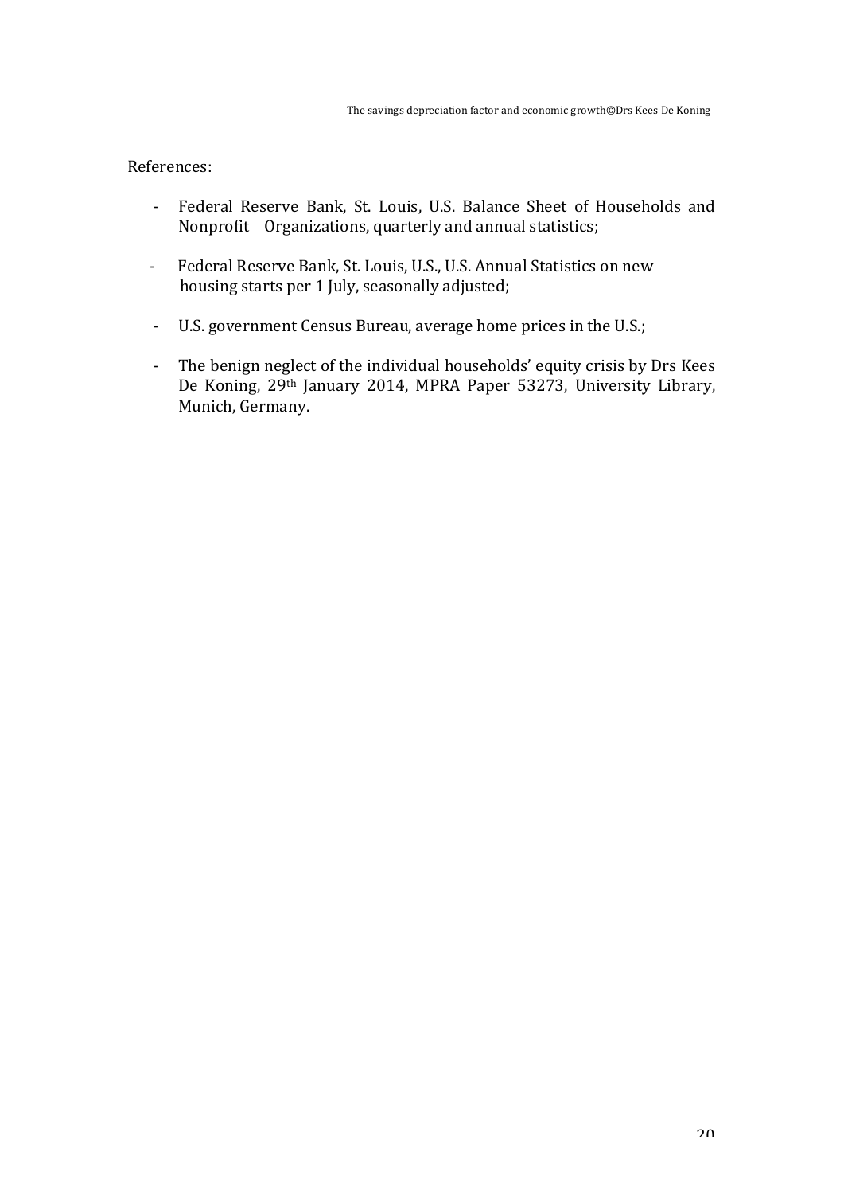References:

- Federal Reserve Bank, St. Louis, U.S. Balance Sheet of Households and Nonprofit Organizations, quarterly and annual statistics;

- Federal Reserve Bank, St. Louis, U.S., U.S. Annual Statistics on new housing starts per 1 July, seasonally adjusted;

- U.S. government Census Bureau, average home prices in the U.S.;

- The benign neglect of the individual households' equity crisis by Drs Kees De Koning, 29th January 2014, MPRA Paper 53273, University Library, Munich, Germany.